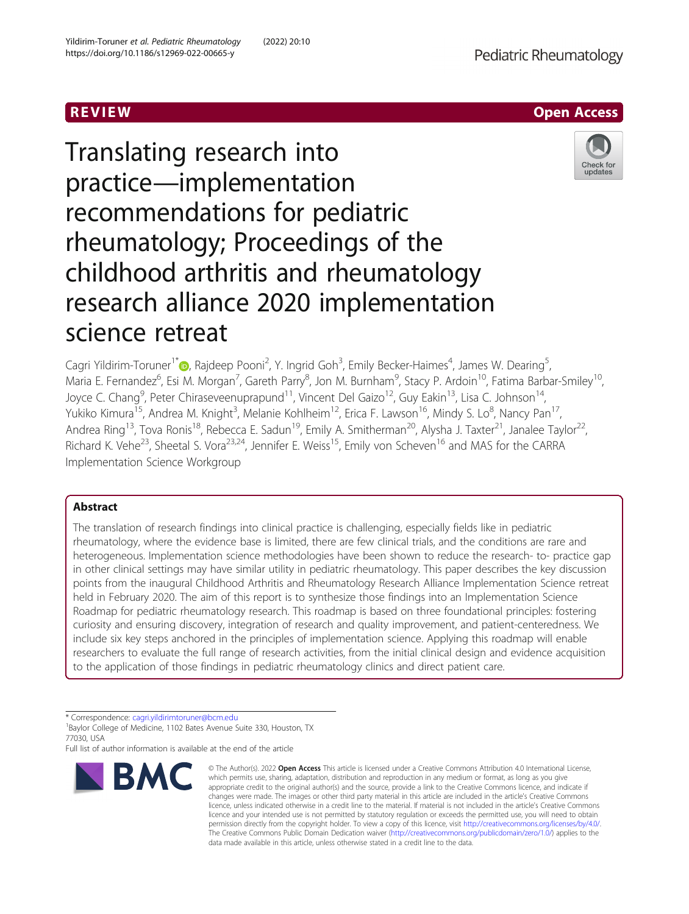REVIEW | Open Access

# Translating research into practice—implementation recommendations for pediatric rheumatology; Proceedings of the childhood arthritis and rheumatology research alliance 2020 implementation science retreat

Cagri Yildirim-Toruner[1*], Rajdeep Pooni[2], Y. Ingrid Goh[3], Emily Becker-Haimes[4], James W. Dearing[5], Maria E. Fernandez[6], Esi M. Morgan[7], Gareth Parry[8], Jon M. Burnham[9], Stacy P. Ardoin[10], Fatima Barbar-Smiley[10], Joyce C. Chang[9], Peter Chiraseveenuprapund[11], Vincent Del Gaizo[12], Guy Eakin[13], Lisa C. Johnson[14], Yukiko Kimura[15], Andrea M. Knight[3], Melanie Kohlheim[12], Erica F. Lawson[16], Mindy S. Lo[8], Nancy Pan[17], Andrea Ring[13], Tova Ronis[18], Rebecca E. Sadun[19], Emily A. Smitherman[20], Alysha J. Taxter[21], Janalee Taylor[22], Richard K. Vehe[23], Sheetal S. Vora[23,24], Jennifer E. Weiss[15], Emily von Scheven[16] and MAS for the CARRA Implementation Science Workgroup

## Abstract

The translation of research findings into clinical practice is challenging, especially fields like in pediatric rheumatology, where the evidence base is limited, there are few clinical trials, and the conditions are rare and heterogeneous. Implementation science methodologies have been shown to reduce the research- to- practice gap in other clinical settings may have similar utility in pediatric rheumatology. This paper describes the key discussion points from the inaugural Childhood Arthritis and Rheumatology Research Alliance Implementation Science retreat held in February 2020. The aim of this report is to synthesize those findings into an Implementation Science Roadmap for pediatric rheumatology research. This roadmap is based on three foundational principles: fostering curiosity and ensuring discovery, integration of research and quality improvement, and patient-centeredness. We include six key steps anchored in the principles of implementation science. Applying this roadmap will enable researchers to evaluate the full range of research activities, from the initial clinical design and evidence acquisition to the application of those findings in pediatric rheumatology clinics and direct patient care.

\* Correspondence: cagri.yildirimtoruner@bcm.edu
[1]Baylor College of Medicine, 1102 Bates Avenue Suite 330, Houston, TX 77030, USA
Full list of author information is available at the end of the article

© The Author(s). 2022 **Open Access** This article is licensed under a Creative Commons Attribution 4.0 International License, which permits use, sharing, adaptation, distribution and reproduction in any medium or format, as long as you give appropriate credit to the original author(s) and the source, provide a link to the Creative Commons licence, and indicate if changes were made. The images or other third party material in this article are included in the article's Creative Commons licence, unless indicated otherwise in a credit line to the material. If material is not included in the article's Creative Commons licence and your intended use is not permitted by statutory regulation or exceeds the permitted use, you will need to obtain permission directly from the copyright holder. To view a copy of this licence, visit http://creativecommons.org/licenses/by/4.0/. The Creative Commons Public Domain Dedication waiver (http://creativecommons.org/publicdomain/zero/1.0/) applies to the data made available in this article, unless otherwise stated in a credit line to the data.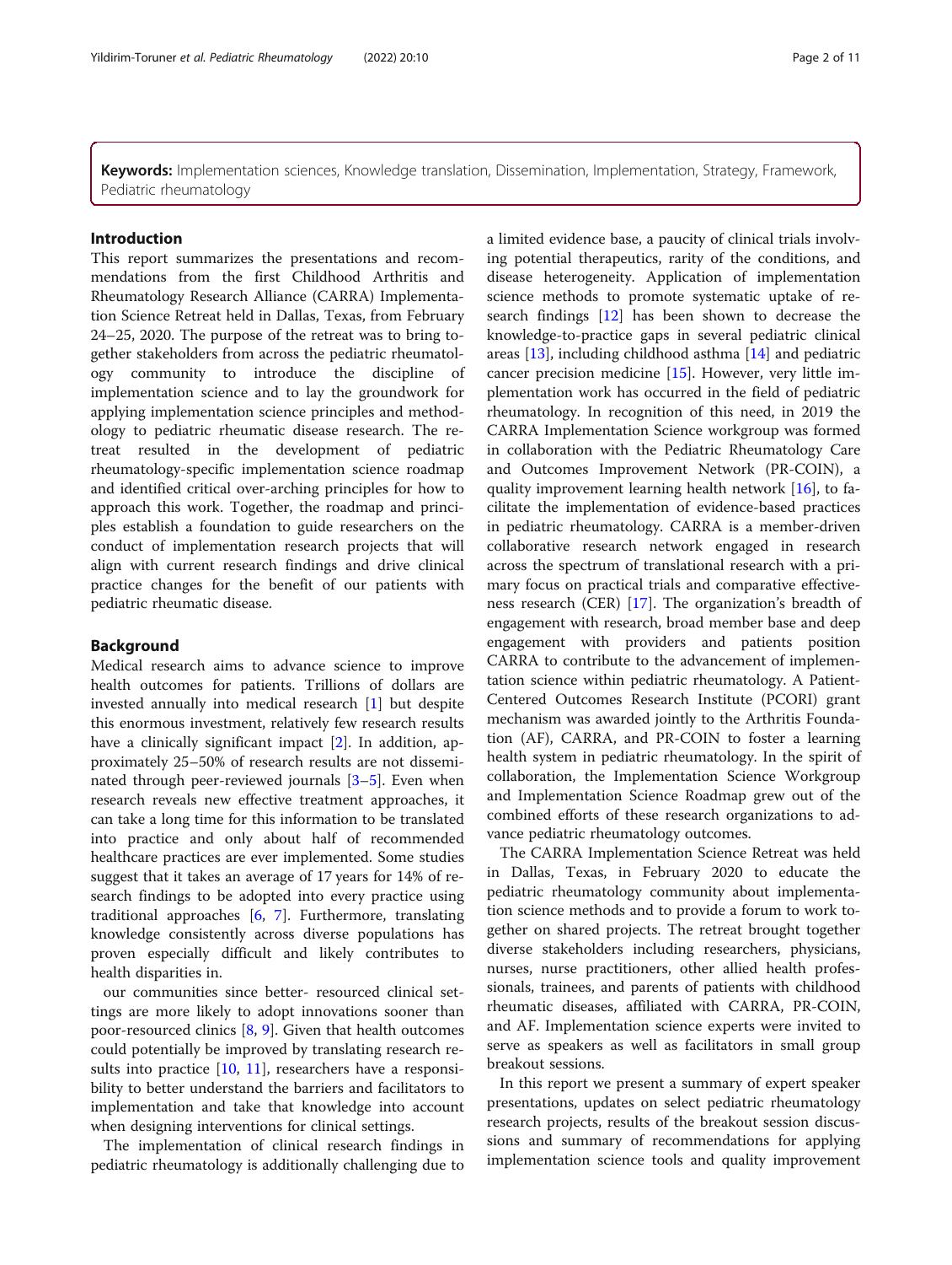**Keywords:** Implementation sciences, Knowledge translation, Dissemination, Implementation, Strategy, Framework, Pediatric rheumatology

## Introduction

This report summarizes the presentations and recommendations from the first Childhood Arthritis and Rheumatology Research Alliance (CARRA) Implementation Science Retreat held in Dallas, Texas, from February 24–25, 2020. The purpose of the retreat was to bring together stakeholders from across the pediatric rheumatology community to introduce the discipline of implementation science and to lay the groundwork for applying implementation science principles and methodology to pediatric rheumatic disease research. The retreat resulted in the development of pediatric rheumatology-specific implementation science roadmap and identified critical over-arching principles for how to approach this work. Together, the roadmap and principles establish a foundation to guide researchers on the conduct of implementation research projects that will align with current research findings and drive clinical practice changes for the benefit of our patients with pediatric rheumatic disease.

## Background

Medical research aims to advance science to improve health outcomes for patients. Trillions of dollars are invested annually into medical research [1] but despite this enormous investment, relatively few research results have a clinically significant impact [2]. In addition, approximately 25–50% of research results are not disseminated through peer-reviewed journals [3–5]. Even when research reveals new effective treatment approaches, it can take a long time for this information to be translated into practice and only about half of recommended healthcare practices are ever implemented. Some studies suggest that it takes an average of 17 years for 14% of research findings to be adopted into every practice using traditional approaches [6, 7]. Furthermore, translating knowledge consistently across diverse populations has proven especially difficult and likely contributes to health disparities in.

our communities since better- resourced clinical settings are more likely to adopt innovations sooner than poor-resourced clinics [8, 9]. Given that health outcomes could potentially be improved by translating research results into practice [10, 11], researchers have a responsibility to better understand the barriers and facilitators to implementation and take that knowledge into account when designing interventions for clinical settings.

The implementation of clinical research findings in pediatric rheumatology is additionally challenging due to a limited evidence base, a paucity of clinical trials involving potential therapeutics, rarity of the conditions, and disease heterogeneity. Application of implementation science methods to promote systematic uptake of research findings [12] has been shown to decrease the knowledge-to-practice gaps in several pediatric clinical areas [13], including childhood asthma [14] and pediatric cancer precision medicine [15]. However, very little implementation work has occurred in the field of pediatric rheumatology. In recognition of this need, in 2019 the CARRA Implementation Science workgroup was formed in collaboration with the Pediatric Rheumatology Care and Outcomes Improvement Network (PR-COIN), a quality improvement learning health network [16], to facilitate the implementation of evidence-based practices in pediatric rheumatology. CARRA is a member-driven collaborative research network engaged in research across the spectrum of translational research with a primary focus on practical trials and comparative effectiveness research (CER) [17]. The organization's breadth of engagement with research, broad member base and deep engagement with providers and patients position CARRA to contribute to the advancement of implementation science within pediatric rheumatology. A Patient-Centered Outcomes Research Institute (PCORI) grant mechanism was awarded jointly to the Arthritis Foundation (AF), CARRA, and PR-COIN to foster a learning health system in pediatric rheumatology. In the spirit of collaboration, the Implementation Science Workgroup and Implementation Science Roadmap grew out of the combined efforts of these research organizations to advance pediatric rheumatology outcomes.

The CARRA Implementation Science Retreat was held in Dallas, Texas, in February 2020 to educate the pediatric rheumatology community about implementation science methods and to provide a forum to work together on shared projects. The retreat brought together diverse stakeholders including researchers, physicians, nurses, nurse practitioners, other allied health professionals, trainees, and parents of patients with childhood rheumatic diseases, affiliated with CARRA, PR-COIN, and AF. Implementation science experts were invited to serve as speakers as well as facilitators in small group breakout sessions.

In this report we present a summary of expert speaker presentations, updates on select pediatric rheumatology research projects, results of the breakout session discussions and summary of recommendations for applying implementation science tools and quality improvement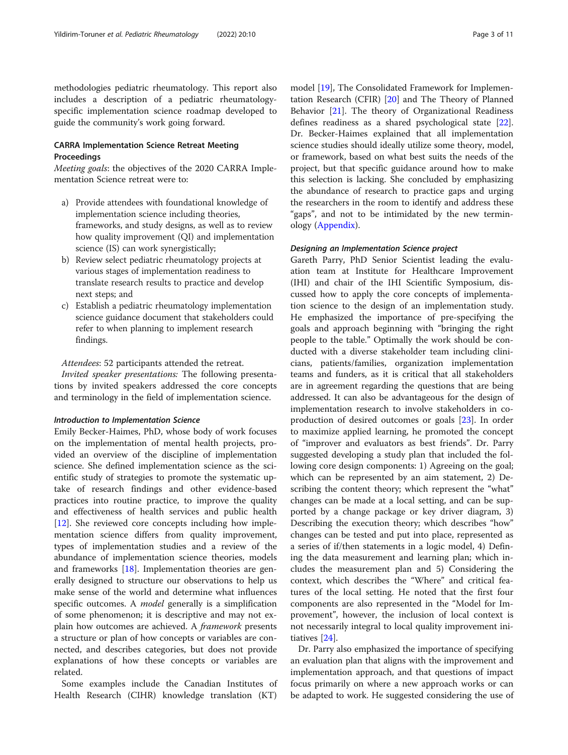methodologies pediatric rheumatology. This report also includes a description of a pediatric rheumatology-specific implementation science roadmap developed to guide the community's work going forward.

## CARRA Implementation Science Retreat Meeting Proceedings

*Meeting goals*: the objectives of the 2020 CARRA Implementation Science retreat were to:

a) Provide attendees with foundational knowledge of implementation science including theories, frameworks, and study designs, as well as to review how quality improvement (QI) and implementation science (IS) can work synergistically;
b) Review select pediatric rheumatology projects at various stages of implementation readiness to translate research results to practice and develop next steps; and
c) Establish a pediatric rheumatology implementation science guidance document that stakeholders could refer to when planning to implement research findings.

*Attendees*: 52 participants attended the retreat.

*Invited speaker presentations:* The following presentations by invited speakers addressed the core concepts and terminology in the field of implementation science.

### *Introduction to Implementation Science*

Emily Becker-Haimes, PhD, whose body of work focuses on the implementation of mental health projects, provided an overview of the discipline of implementation science. She defined implementation science as the scientific study of strategies to promote the systematic uptake of research findings and other evidence-based practices into routine practice, to improve the quality and effectiveness of health services and public health [12]. She reviewed core concepts including how implementation science differs from quality improvement, types of implementation studies and a review of the abundance of implementation science theories, models and frameworks [18]. Implementation theories are generally designed to structure our observations to help us make sense of the world and determine what influences specific outcomes. A *model* generally is a simplification of some phenomenon; it is descriptive and may not explain how outcomes are achieved. A *framework* presents a structure or plan of how concepts or variables are connected, and describes categories, but does not provide explanations of how these concepts or variables are related.

Some examples include the Canadian Institutes of Health Research (CIHR) knowledge translation (KT) model [19], The Consolidated Framework for Implementation Research (CFIR) [20] and The Theory of Planned Behavior [21]. The theory of Organizational Readiness defines readiness as a shared psychological state [22]. Dr. Becker-Haimes explained that all implementation science studies should ideally utilize some theory, model, or framework, based on what best suits the needs of the project, but that specific guidance around how to make this selection is lacking. She concluded by emphasizing the abundance of research to practice gaps and urging the researchers in the room to identify and address these "gaps", and not to be intimidated by the new terminology (Appendix).

### *Designing an Implementation Science project*

Gareth Parry, PhD Senior Scientist leading the evaluation team at Institute for Healthcare Improvement (IHI) and chair of the IHI Scientific Symposium, discussed how to apply the core concepts of implementation science to the design of an implementation study. He emphasized the importance of pre-specifying the goals and approach beginning with "bringing the right people to the table." Optimally the work should be conducted with a diverse stakeholder team including clinicians, patients/families, organization implementation teams and funders, as it is critical that all stakeholders are in agreement regarding the questions that are being addressed. It can also be advantageous for the design of implementation research to involve stakeholders in co-production of desired outcomes or goals [23]. In order to maximize applied learning, he promoted the concept of "improver and evaluators as best friends". Dr. Parry suggested developing a study plan that included the following core design components: 1) Agreeing on the goal; which can be represented by an aim statement, 2) Describing the content theory; which represent the "what" changes can be made at a local setting, and can be supported by a change package or key driver diagram, 3) Describing the execution theory; which describes "how" changes can be tested and put into place, represented as a series of if/then statements in a logic model, 4) Defining the data measurement and learning plan; which includes the measurement plan and 5) Considering the context, which describes the "Where" and critical features of the local setting. He noted that the first four components are also represented in the "Model for Improvement", however, the inclusion of local context is not necessarily integral to local quality improvement initiatives [24].

Dr. Parry also emphasized the importance of specifying an evaluation plan that aligns with the improvement and implementation approach, and that questions of impact focus primarily on where a new approach works or can be adapted to work. He suggested considering the use of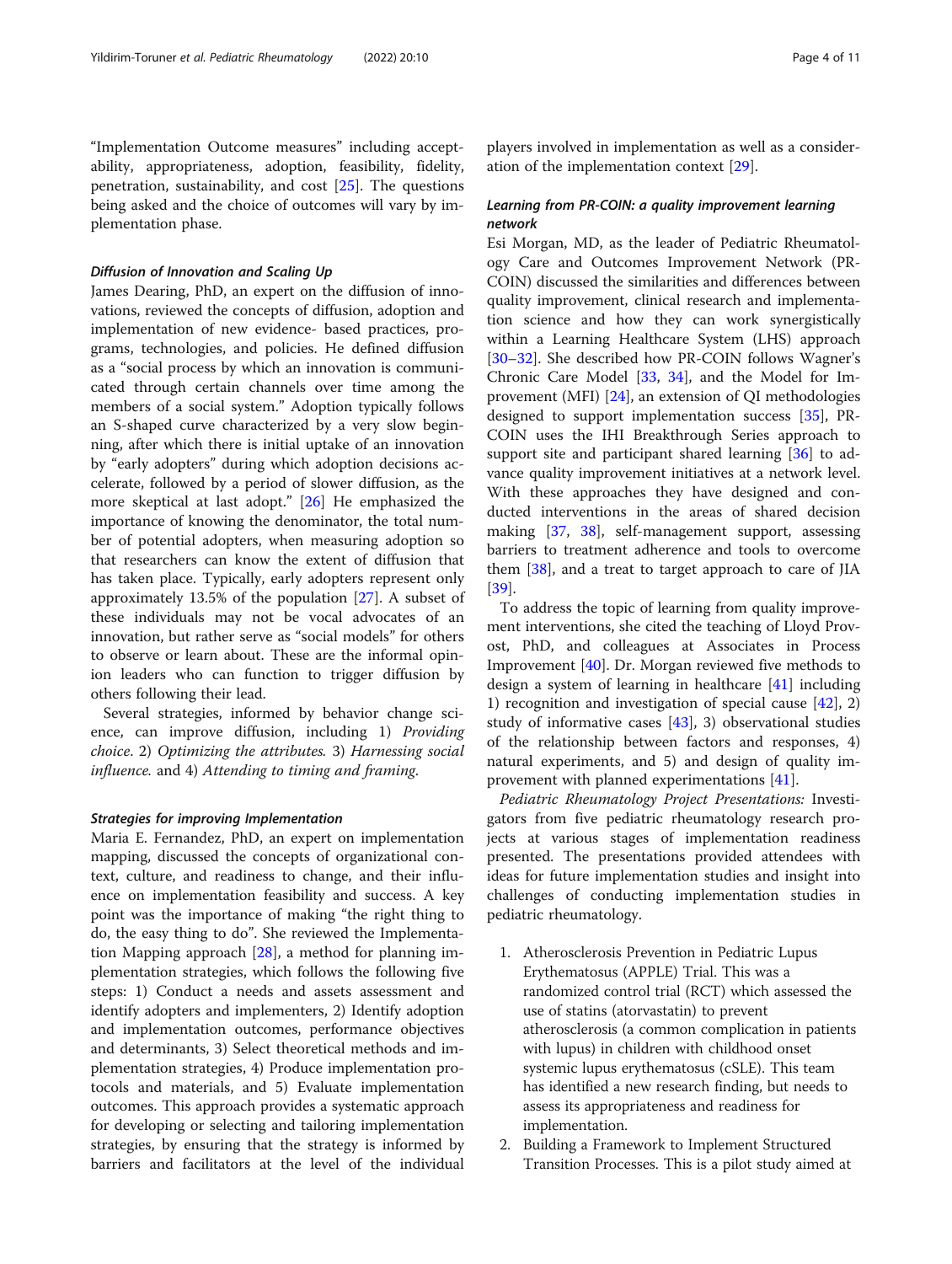"Implementation Outcome measures" including acceptability, appropriateness, adoption, feasibility, fidelity, penetration, sustainability, and cost [25]. The questions being asked and the choice of outcomes will vary by implementation phase.

#### *Diffusion of Innovation and Scaling Up*

James Dearing, PhD, an expert on the diffusion of innovations, reviewed the concepts of diffusion, adoption and implementation of new evidence- based practices, programs, technologies, and policies. He defined diffusion as a "social process by which an innovation is communicated through certain channels over time among the members of a social system." Adoption typically follows an S-shaped curve characterized by a very slow beginning, after which there is initial uptake of an innovation by "early adopters" during which adoption decisions accelerate, followed by a period of slower diffusion, as the more skeptical at last adopt." [26] He emphasized the importance of knowing the denominator, the total number of potential adopters, when measuring adoption so that researchers can know the extent of diffusion that has taken place. Typically, early adopters represent only approximately 13.5% of the population [27]. A subset of these individuals may not be vocal advocates of an innovation, but rather serve as "social models" for others to observe or learn about. These are the informal opinion leaders who can function to trigger diffusion by others following their lead.

Several strategies, informed by behavior change science, can improve diffusion, including 1) *Providing choice*. 2) *Optimizing the attributes.* 3) *Harnessing social influence.* and 4) *Attending to timing and framing.*

#### *Strategies for improving Implementation*

Maria E. Fernandez, PhD, an expert on implementation mapping, discussed the concepts of organizational context, culture, and readiness to change, and their influence on implementation feasibility and success. A key point was the importance of making "the right thing to do, the easy thing to do". She reviewed the Implementation Mapping approach [28], a method for planning implementation strategies, which follows the following five steps: 1) Conduct a needs and assets assessment and identify adopters and implementers, 2) Identify adoption and implementation outcomes, performance objectives and determinants, 3) Select theoretical methods and implementation strategies, 4) Produce implementation protocols and materials, and 5) Evaluate implementation outcomes. This approach provides a systematic approach for developing or selecting and tailoring implementation strategies, by ensuring that the strategy is informed by barriers and facilitators at the level of the individual players involved in implementation as well as a consideration of the implementation context [29].

#### *Learning from PR-COIN: a quality improvement learning network*

Esi Morgan, MD, as the leader of Pediatric Rheumatology Care and Outcomes Improvement Network (PR-COIN) discussed the similarities and differences between quality improvement, clinical research and implementation science and how they can work synergistically within a Learning Healthcare System (LHS) approach [30–32]. She described how PR-COIN follows Wagner's Chronic Care Model [33, 34], and the Model for Improvement (MFI) [24], an extension of QI methodologies designed to support implementation success [35], PR-COIN uses the IHI Breakthrough Series approach to support site and participant shared learning [36] to advance quality improvement initiatives at a network level. With these approaches they have designed and conducted interventions in the areas of shared decision making [37, 38], self-management support, assessing barriers to treatment adherence and tools to overcome them [38], and a treat to target approach to care of JIA [39].

To address the topic of learning from quality improvement interventions, she cited the teaching of Lloyd Provost, PhD, and colleagues at Associates in Process Improvement [40]. Dr. Morgan reviewed five methods to design a system of learning in healthcare [41] including 1) recognition and investigation of special cause [42], 2) study of informative cases [43], 3) observational studies of the relationship between factors and responses, 4) natural experiments, and 5) and design of quality improvement with planned experimentations [41].

*Pediatric Rheumatology Project Presentations:* Investigators from five pediatric rheumatology research projects at various stages of implementation readiness presented. The presentations provided attendees with ideas for future implementation studies and insight into challenges of conducting implementation studies in pediatric rheumatology.

1. Atherosclerosis Prevention in Pediatric Lupus Erythematosus (APPLE) Trial. This was a randomized control trial (RCT) which assessed the use of statins (atorvastatin) to prevent atherosclerosis (a common complication in patients with lupus) in children with childhood onset systemic lupus erythematosus (cSLE). This team has identified a new research finding, but needs to assess its appropriateness and readiness for implementation.
2. Building a Framework to Implement Structured Transition Processes. This is a pilot study aimed at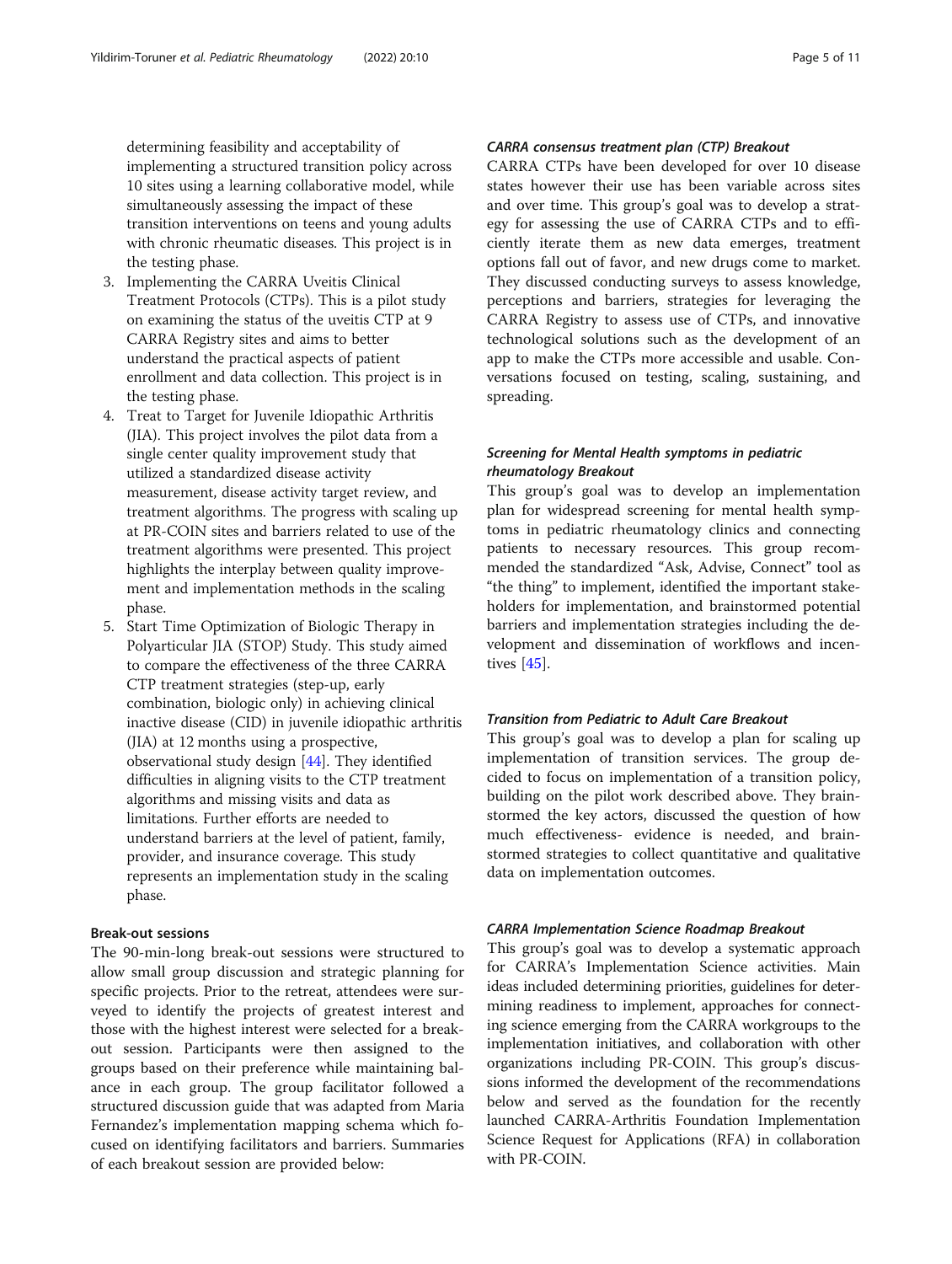determining feasibility and acceptability of implementing a structured transition policy across 10 sites using a learning collaborative model, while simultaneously assessing the impact of these transition interventions on teens and young adults with chronic rheumatic diseases. This project is in the testing phase.

3. Implementing the CARRA Uveitis Clinical Treatment Protocols (CTPs). This is a pilot study on examining the status of the uveitis CTP at 9 CARRA Registry sites and aims to better understand the practical aspects of patient enrollment and data collection. This project is in the testing phase.
4. Treat to Target for Juvenile Idiopathic Arthritis (JIA). This project involves the pilot data from a single center quality improvement study that utilized a standardized disease activity measurement, disease activity target review, and treatment algorithms. The progress with scaling up at PR-COIN sites and barriers related to use of the treatment algorithms were presented. This project highlights the interplay between quality improvement and implementation methods in the scaling phase.
5. Start Time Optimization of Biologic Therapy in Polyarticular JIA (STOP) Study. This study aimed to compare the effectiveness of the three CARRA CTP treatment strategies (step-up, early combination, biologic only) in achieving clinical inactive disease (CID) in juvenile idiopathic arthritis (JIA) at 12 months using a prospective, observational study design [44]. They identified difficulties in aligning visits to the CTP treatment algorithms and missing visits and data as limitations. Further efforts are needed to understand barriers at the level of patient, family, provider, and insurance coverage. This study represents an implementation study in the scaling phase.

### Break-out sessions

The 90-min-long break-out sessions were structured to allow small group discussion and strategic planning for specific projects. Prior to the retreat, attendees were surveyed to identify the projects of greatest interest and those with the highest interest were selected for a breakout session. Participants were then assigned to the groups based on their preference while maintaining balance in each group. The group facilitator followed a structured discussion guide that was adapted from Maria Fernandez's implementation mapping schema which focused on identifying facilitators and barriers. Summaries of each breakout session are provided below:

#### *CARRA consensus treatment plan (CTP) Breakout*

CARRA CTPs have been developed for over 10 disease states however their use has been variable across sites and over time. This group's goal was to develop a strategy for assessing the use of CARRA CTPs and to efficiently iterate them as new data emerges, treatment options fall out of favor, and new drugs come to market. They discussed conducting surveys to assess knowledge, perceptions and barriers, strategies for leveraging the CARRA Registry to assess use of CTPs, and innovative technological solutions such as the development of an app to make the CTPs more accessible and usable. Conversations focused on testing, scaling, sustaining, and spreading.

#### *Screening for Mental Health symptoms in pediatric rheumatology Breakout*

This group's goal was to develop an implementation plan for widespread screening for mental health symptoms in pediatric rheumatology clinics and connecting patients to necessary resources. This group recommended the standardized "Ask, Advise, Connect" tool as "the thing" to implement, identified the important stakeholders for implementation, and brainstormed potential barriers and implementation strategies including the development and dissemination of workflows and incentives [45].

#### *Transition from Pediatric to Adult Care Breakout*

This group's goal was to develop a plan for scaling up implementation of transition services. The group decided to focus on implementation of a transition policy, building on the pilot work described above. They brainstormed the key actors, discussed the question of how much effectiveness- evidence is needed, and brainstormed strategies to collect quantitative and qualitative data on implementation outcomes.

#### *CARRA Implementation Science Roadmap Breakout*

This group's goal was to develop a systematic approach for CARRA's Implementation Science activities. Main ideas included determining priorities, guidelines for determining readiness to implement, approaches for connecting science emerging from the CARRA workgroups to the implementation initiatives, and collaboration with other organizations including PR-COIN. This group's discussions informed the development of the recommendations below and served as the foundation for the recently launched CARRA-Arthritis Foundation Implementation Science Request for Applications (RFA) in collaboration with PR-COIN.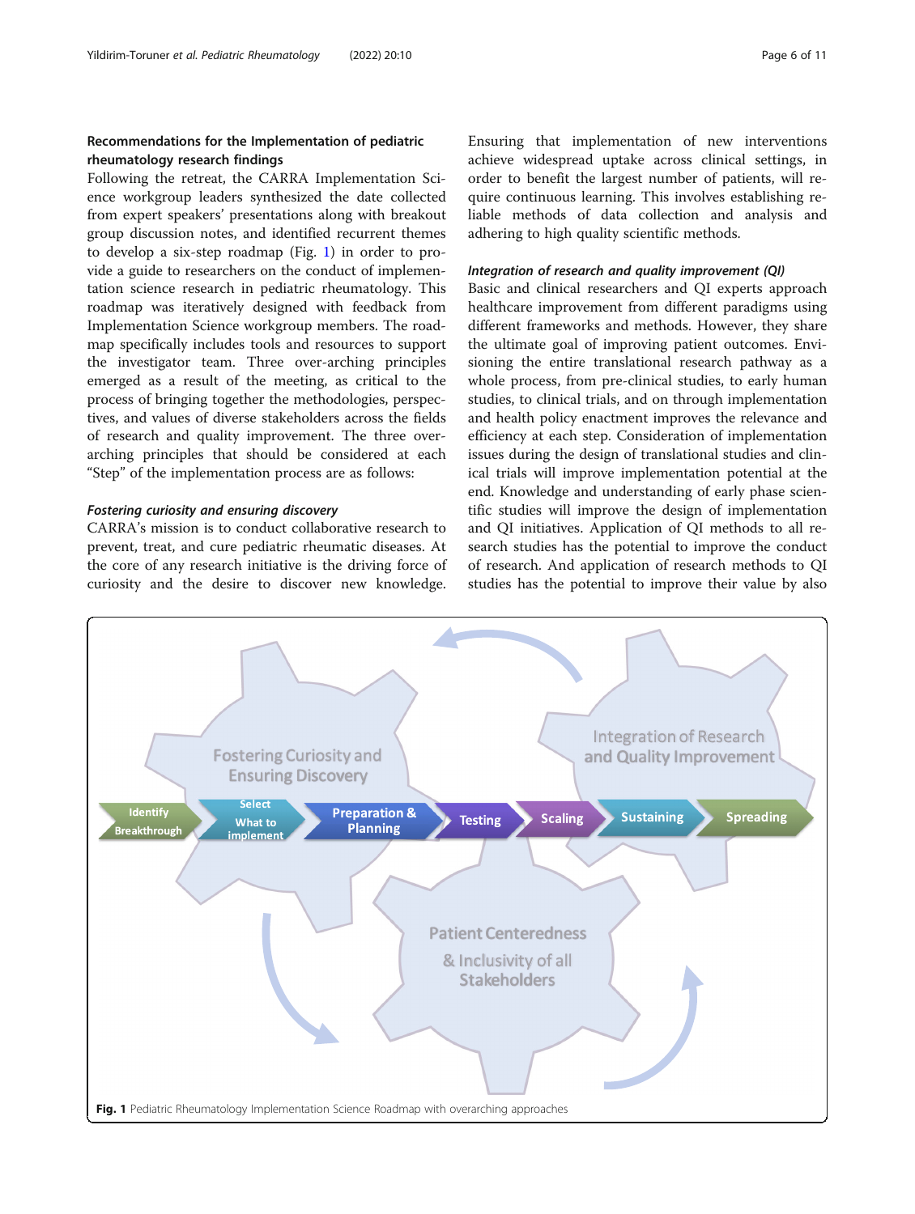### Recommendations for the Implementation of pediatric rheumatology research findings

Following the retreat, the CARRA Implementation Science workgroup leaders synthesized the date collected from expert speakers' presentations along with breakout group discussion notes, and identified recurrent themes to develop a six-step roadmap (Fig. 1) in order to provide a guide to researchers on the conduct of implementation science research in pediatric rheumatology. This roadmap was iteratively designed with feedback from Implementation Science workgroup members. The roadmap specifically includes tools and resources to support the investigator team. Three over-arching principles emerged as a result of the meeting, as critical to the process of bringing together the methodologies, perspectives, and values of diverse stakeholders across the fields of research and quality improvement. The three over-arching principles that should be considered at each "Step" of the implementation process are as follows:

#### *Fostering curiosity and ensuring discovery*

CARRA's mission is to conduct collaborative research to prevent, treat, and cure pediatric rheumatic diseases. At the core of any research initiative is the driving force of curiosity and the desire to discover new knowledge. Ensuring that implementation of new interventions achieve widespread uptake across clinical settings, in order to benefit the largest number of patients, will require continuous learning. This involves establishing reliable methods of data collection and analysis and adhering to high quality scientific methods.

#### *Integration of research and quality improvement (QI)*

Basic and clinical researchers and QI experts approach healthcare improvement from different paradigms using different frameworks and methods. However, they share the ultimate goal of improving patient outcomes. Envisioning the entire translational research pathway as a whole process, from pre-clinical studies, to early human studies, to clinical trials, and on through implementation and health policy enactment improves the relevance and efficiency at each step. Consideration of implementation issues during the design of translational studies and clinical trials will improve implementation potential at the end. Knowledge and understanding of early phase scientific studies will improve the design of implementation and QI initiatives. Application of QI methods to all research studies has the potential to improve the conduct of research. And application of research methods to QI studies has the potential to improve their value by also

**Fig. 1** Pediatric Rheumatology Implementation Science Roadmap with overarching approaches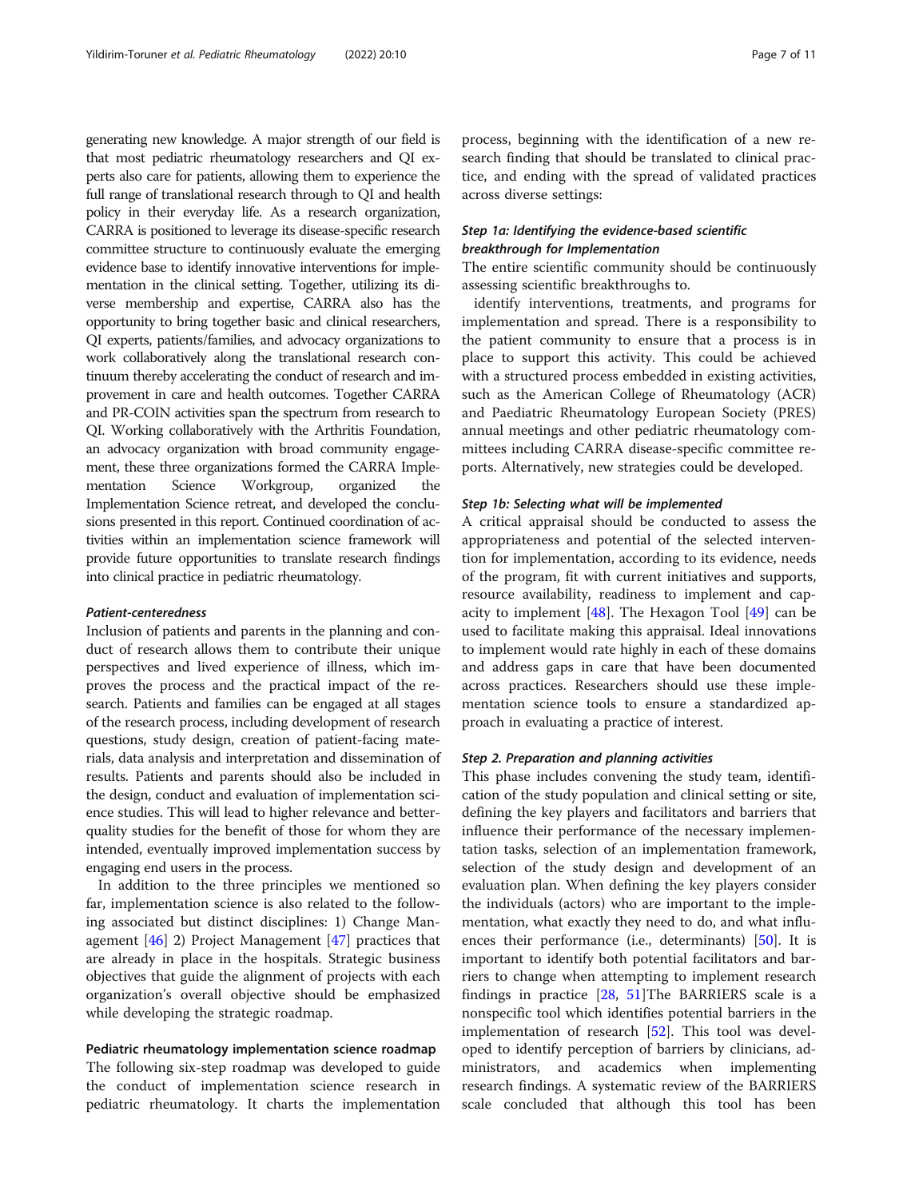generating new knowledge. A major strength of our field is that most pediatric rheumatology researchers and QI experts also care for patients, allowing them to experience the full range of translational research through to QI and health policy in their everyday life. As a research organization, CARRA is positioned to leverage its disease-specific research committee structure to continuously evaluate the emerging evidence base to identify innovative interventions for implementation in the clinical setting. Together, utilizing its diverse membership and expertise, CARRA also has the opportunity to bring together basic and clinical researchers, QI experts, patients/families, and advocacy organizations to work collaboratively along the translational research continuum thereby accelerating the conduct of research and improvement in care and health outcomes. Together CARRA and PR-COIN activities span the spectrum from research to QI. Working collaboratively with the Arthritis Foundation, an advocacy organization with broad community engagement, these three organizations formed the CARRA Implementation Science Workgroup, organized the Implementation Science retreat, and developed the conclusions presented in this report. Continued coordination of activities within an implementation science framework will provide future opportunities to translate research findings into clinical practice in pediatric rheumatology.

#### Patient-centeredness

Inclusion of patients and parents in the planning and conduct of research allows them to contribute their unique perspectives and lived experience of illness, which improves the process and the practical impact of the research. Patients and families can be engaged at all stages of the research process, including development of research questions, study design, creation of patient-facing materials, data analysis and interpretation and dissemination of results. Patients and parents should also be included in the design, conduct and evaluation of implementation science studies. This will lead to higher relevance and better-quality studies for the benefit of those for whom they are intended, eventually improved implementation success by engaging end users in the process.

In addition to the three principles we mentioned so far, implementation science is also related to the following associated but distinct disciplines: 1) Change Management [46] 2) Project Management [47] practices that are already in place in the hospitals. Strategic business objectives that guide the alignment of projects with each organization's overall objective should be emphasized while developing the strategic roadmap.

### Pediatric rheumatology implementation science roadmap

The following six-step roadmap was developed to guide the conduct of implementation science research in pediatric rheumatology. It charts the implementation process, beginning with the identification of a new research finding that should be translated to clinical practice, and ending with the spread of validated practices across diverse settings:

#### Step 1a: Identifying the evidence-based scientific breakthrough for Implementation

The entire scientific community should be continuously assessing scientific breakthroughs to.

identify interventions, treatments, and programs for implementation and spread. There is a responsibility to the patient community to ensure that a process is in place to support this activity. This could be achieved with a structured process embedded in existing activities, such as the American College of Rheumatology (ACR) and Paediatric Rheumatology European Society (PRES) annual meetings and other pediatric rheumatology committees including CARRA disease-specific committee reports. Alternatively, new strategies could be developed.

#### Step 1b: Selecting what will be implemented

A critical appraisal should be conducted to assess the appropriateness and potential of the selected intervention for implementation, according to its evidence, needs of the program, fit with current initiatives and supports, resource availability, readiness to implement and capacity to implement [48]. The Hexagon Tool [49] can be used to facilitate making this appraisal. Ideal innovations to implement would rate highly in each of these domains and address gaps in care that have been documented across practices. Researchers should use these implementation science tools to ensure a standardized approach in evaluating a practice of interest.

#### Step 2. Preparation and planning activities

This phase includes convening the study team, identification of the study population and clinical setting or site, defining the key players and facilitators and barriers that influence their performance of the necessary implementation tasks, selection of an implementation framework, selection of the study design and development of an evaluation plan. When defining the key players consider the individuals (actors) who are important to the implementation, what exactly they need to do, and what influences their performance (i.e., determinants) [50]. It is important to identify both potential facilitators and barriers to change when attempting to implement research findings in practice [28, 51]The BARRIERS scale is a nonspecific tool which identifies potential barriers in the implementation of research [52]. This tool was developed to identify perception of barriers by clinicians, administrators, and academics when implementing research findings. A systematic review of the BARRIERS scale concluded that although this tool has been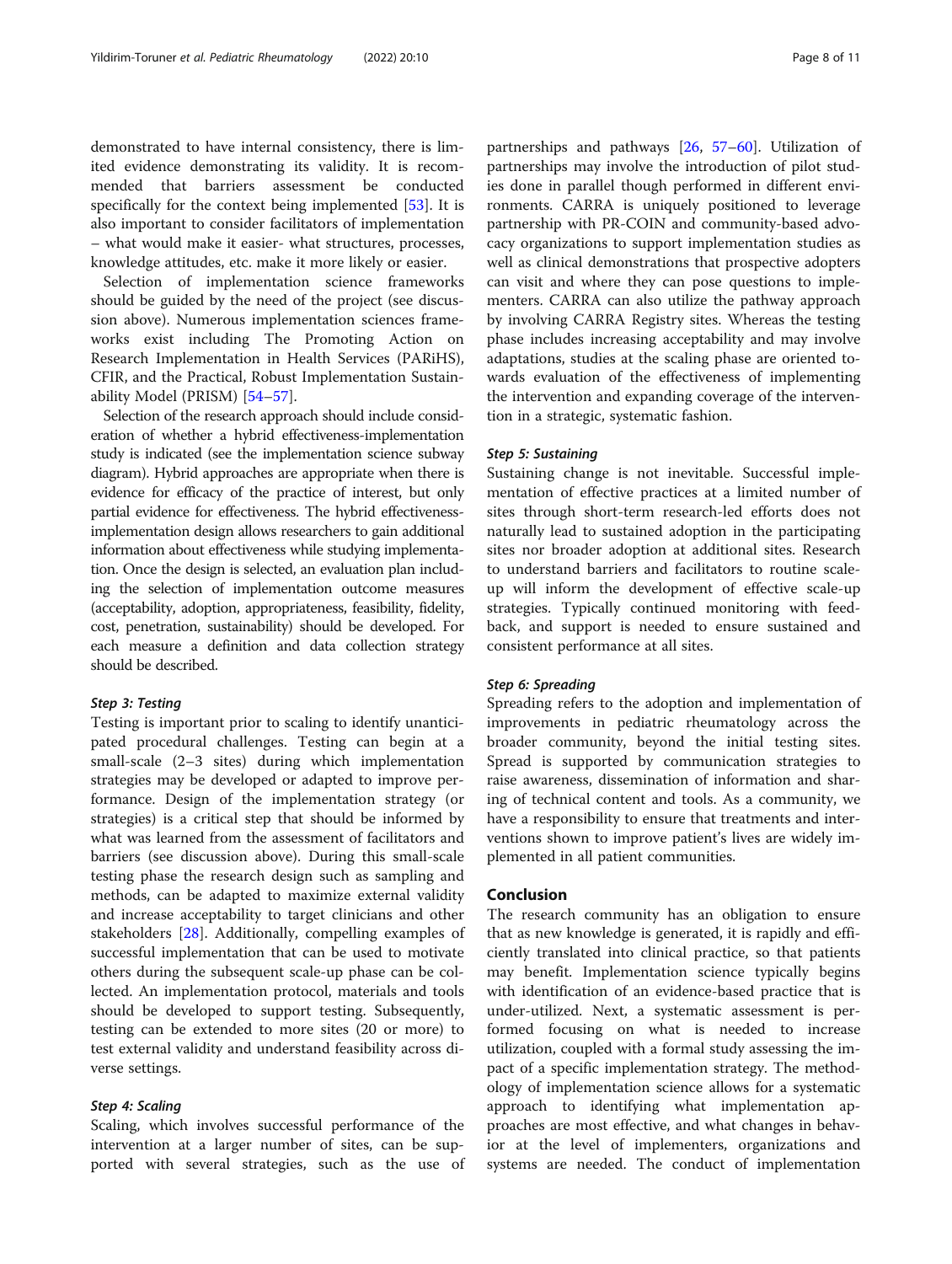demonstrated to have internal consistency, there is limited evidence demonstrating its validity. It is recommended that barriers assessment be conducted specifically for the context being implemented [53]. It is also important to consider facilitators of implementation – what would make it easier- what structures, processes, knowledge attitudes, etc. make it more likely or easier.

Selection of implementation science frameworks should be guided by the need of the project (see discussion above). Numerous implementation sciences frameworks exist including The Promoting Action on Research Implementation in Health Services (PARiHS), CFIR, and the Practical, Robust Implementation Sustainability Model (PRISM) [54–57].

Selection of the research approach should include consideration of whether a hybrid effectiveness-implementation study is indicated (see the implementation science subway diagram). Hybrid approaches are appropriate when there is evidence for efficacy of the practice of interest, but only partial evidence for effectiveness. The hybrid effectiveness-implementation design allows researchers to gain additional information about effectiveness while studying implementation. Once the design is selected, an evaluation plan including the selection of implementation outcome measures (acceptability, adoption, appropriateness, feasibility, fidelity, cost, penetration, sustainability) should be developed. For each measure a definition and data collection strategy should be described.

#### *Step 3: Testing*

Testing is important prior to scaling to identify unanticipated procedural challenges. Testing can begin at a small-scale (2–3 sites) during which implementation strategies may be developed or adapted to improve performance. Design of the implementation strategy (or strategies) is a critical step that should be informed by what was learned from the assessment of facilitators and barriers (see discussion above). During this small-scale testing phase the research design such as sampling and methods, can be adapted to maximize external validity and increase acceptability to target clinicians and other stakeholders [28]. Additionally, compelling examples of successful implementation that can be used to motivate others during the subsequent scale-up phase can be collected. An implementation protocol, materials and tools should be developed to support testing. Subsequently, testing can be extended to more sites (20 or more) to test external validity and understand feasibility across diverse settings.

#### *Step 4: Scaling*

Scaling, which involves successful performance of the intervention at a larger number of sites, can be supported with several strategies, such as the use of partnerships and pathways [26, 57–60]. Utilization of partnerships may involve the introduction of pilot studies done in parallel though performed in different environments. CARRA is uniquely positioned to leverage partnership with PR-COIN and community-based advocacy organizations to support implementation studies as well as clinical demonstrations that prospective adopters can visit and where they can pose questions to implementers. CARRA can also utilize the pathway approach by involving CARRA Registry sites. Whereas the testing phase includes increasing acceptability and may involve adaptations, studies at the scaling phase are oriented towards evaluation of the effectiveness of implementing the intervention and expanding coverage of the intervention in a strategic, systematic fashion.

#### *Step 5: Sustaining*

Sustaining change is not inevitable. Successful implementation of effective practices at a limited number of sites through short-term research-led efforts does not naturally lead to sustained adoption in the participating sites nor broader adoption at additional sites. Research to understand barriers and facilitators to routine scale-up will inform the development of effective scale-up strategies. Typically continued monitoring with feedback, and support is needed to ensure sustained and consistent performance at all sites.

#### *Step 6: Spreading*

Spreading refers to the adoption and implementation of improvements in pediatric rheumatology across the broader community, beyond the initial testing sites. Spread is supported by communication strategies to raise awareness, dissemination of information and sharing of technical content and tools. As a community, we have a responsibility to ensure that treatments and interventions shown to improve patient's lives are widely implemented in all patient communities.

## Conclusion

The research community has an obligation to ensure that as new knowledge is generated, it is rapidly and efficiently translated into clinical practice, so that patients may benefit. Implementation science typically begins with identification of an evidence-based practice that is under-utilized. Next, a systematic assessment is performed focusing on what is needed to increase utilization, coupled with a formal study assessing the impact of a specific implementation strategy. The methodology of implementation science allows for a systematic approach to identifying what implementation approaches are most effective, and what changes in behavior at the level of implementers, organizations and systems are needed. The conduct of implementation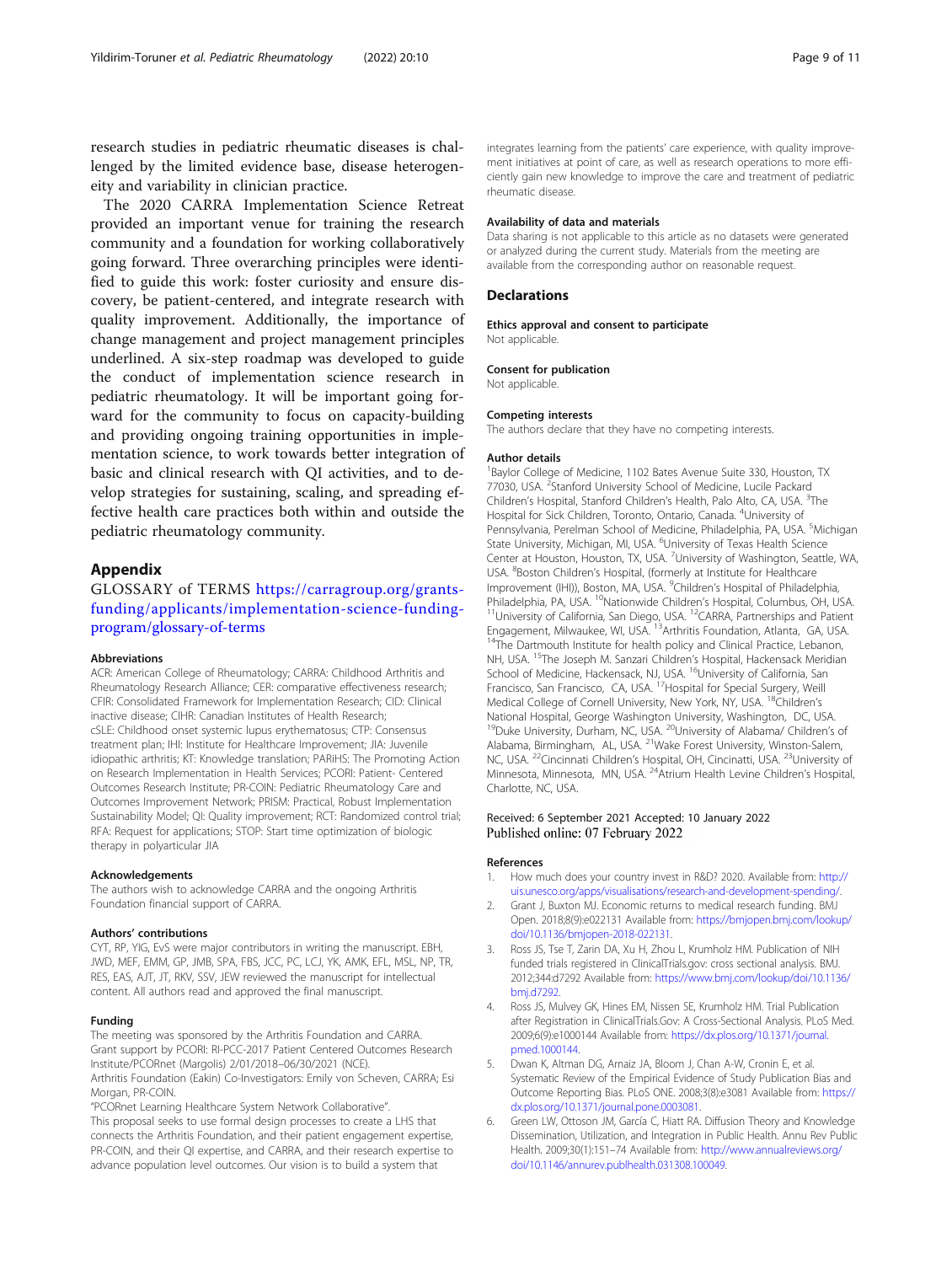research studies in pediatric rheumatic diseases is challenged by the limited evidence base, disease heterogeneity and variability in clinician practice.

The 2020 CARRA Implementation Science Retreat provided an important venue for training the research community and a foundation for working collaboratively going forward. Three overarching principles were identified to guide this work: foster curiosity and ensure discovery, be patient-centered, and integrate research with quality improvement. Additionally, the importance of change management and project management principles underlined. A six-step roadmap was developed to guide the conduct of implementation science research in pediatric rheumatology. It will be important going forward for the community to focus on capacity-building and providing ongoing training opportunities in implementation science, to work towards better integration of basic and clinical research with QI activities, and to develop strategies for sustaining, scaling, and spreading effective health care practices both within and outside the pediatric rheumatology community.

## Appendix

GLOSSARY of TERMS https://carragroup.org/grants-funding/applicants/implementation-science-funding-program/glossary-of-terms

#### Abbreviations

ACR: American College of Rheumatology; CARRA: Childhood Arthritis and Rheumatology Research Alliance; CER: comparative effectiveness research; CFIR: Consolidated Framework for Implementation Research; CID: Clinical inactive disease; CIHR: Canadian Institutes of Health Research; cSLE: Childhood onset systemic lupus erythematosus; CTP: Consensus treatment plan; IHI: Institute for Healthcare Improvement; JIA: Juvenile idiopathic arthritis; KT: Knowledge translation; PARiHS: The Promoting Action on Research Implementation in Health Services; PCORI: Patient- Centered Outcomes Research Institute; PR-COIN: Pediatric Rheumatology Care and Outcomes Improvement Network; PRISM: Practical, Robust Implementation Sustainability Model; QI: Quality improvement; RCT: Randomized control trial; RFA: Request for applications; STOP: Start time optimization of biologic therapy in polyarticular JIA

#### Acknowledgements

The authors wish to acknowledge CARRA and the ongoing Arthritis Foundation financial support of CARRA.

#### Authors' contributions

CYT, RP, YIG, EvS were major contributors in writing the manuscript. EBH, JWD, MEF, EMM, GP, JMB, SPA, FBS, JCC, PC, LCJ, YK, AMK, EFL, MSL, NP, TR, RES, EAS, AJT, JT, RKV, SSV, JEW reviewed the manuscript for intellectual content. All authors read and approved the final manuscript.

#### Funding

The meeting was sponsored by the Arthritis Foundation and CARRA.
Grant support by PCORI: RI-PCC-2017 Patient Centered Outcomes Research Institute/PCORnet (Margolis) 2/01/2018–06/30/2021 (NCE).
Arthritis Foundation (Eakin) Co-Investigators: Emily von Scheven, CARRA; Esi Morgan, PR-COIN.
"PCORnet Learning Healthcare System Network Collaborative".
This proposal seeks to use formal design processes to create a LHS that connects the Arthritis Foundation, and their patient engagement expertise, PR-COIN, and their QI expertise, and CARRA, and their research expertise to advance population level outcomes. Our vision is to build a system that integrates learning from the patients' care experience, with quality improvement initiatives at point of care, as well as research operations to more efficiently gain new knowledge to improve the care and treatment of pediatric rheumatic disease.

#### Availability of data and materials

Data sharing is not applicable to this article as no datasets were generated or analyzed during the current study. Materials from the meeting are available from the corresponding author on reasonable request.

## Declarations

#### Ethics approval and consent to participate

Not applicable.

#### Consent for publication

Not applicable.

#### Competing interests

The authors declare that they have no competing interests.

#### Author details

[1]Baylor College of Medicine, 1102 Bates Avenue Suite 330, Houston, TX 77030, USA. [2]Stanford University School of Medicine, Lucile Packard Children's Hospital, Stanford Children's Health, Palo Alto, CA, USA. [3]The Hospital for Sick Children, Toronto, Ontario, Canada. [4]University of Pennsylvania, Perelman School of Medicine, Philadelphia, PA, USA. [5]Michigan State University, Michigan, MI, USA. [6]University of Texas Health Science Center at Houston, Houston, TX, USA. [7]University of Washington, Seattle, WA, USA. [8]Boston Children's Hospital, (formerly at Institute for Healthcare Improvement (IHI)), Boston, MA, USA. [9]Children's Hospital of Philadelphia, Philadelphia, PA, USA. [10]Nationwide Children's Hospital, Columbus, OH, USA. [11]University of California, San Diego, USA. [12]CARRA, Partnerships and Patient Engagement, Milwaukee, WI, USA. [13]Arthritis Foundation, Atlanta, GA, USA. [14]The Dartmouth Institute for health policy and Clinical Practice, Lebanon, NH, USA. [15]The Joseph M. Sanzari Children's Hospital, Hackensack Meridian School of Medicine, Hackensack, NJ, USA. [16]University of California, San Francisco, San Francisco, CA, USA. [17]Hospital for Special Surgery, Weill Medical College of Cornell University, New York, NY, USA. [18]Children's National Hospital, George Washington University, Washington, DC, USA. [19]Duke University, Durham, NC, USA. [20]University of Alabama/ Children's of Alabama, Birmingham, AL, USA. [21]Wake Forest University, Winston-Salem, NC, USA. [22]Cincinnati Children's Hospital, OH, Cincinatti, USA. [23]University of Minnesota, Minnesota, MN, USA. [24]Atrium Health Levine Children's Hospital, Charlotte, NC, USA.

Received: 6 September 2021 Accepted: 10 January 2022
Published online: 07 February 2022

#### References

1. How much does your country invest in R&D? 2020. Available from: http://uis.unesco.org/apps/visualisations/research-and-development-spending/.
2. Grant J, Buxton MJ. Economic returns to medical research funding. BMJ Open. 2018;8(9):e022131 Available from: https://bmjopen.bmj.com/lookup/doi/10.1136/bmjopen-2018-022131.
3. Ross JS, Tse T, Zarin DA, Xu H, Zhou L, Krumholz HM. Publication of NIH funded trials registered in ClinicalTrials.gov: cross sectional analysis. BMJ. 2012;344:d7292 Available from: https://www.bmj.com/lookup/doi/10.1136/bmj.d7292.
4. Ross JS, Mulvey GK, Hines EM, Nissen SE, Krumholz HM. Trial Publication after Registration in ClinicalTrials.Gov: A Cross-Sectional Analysis. PLoS Med. 2009;6(9):e1000144 Available from: https://dx.plos.org/10.1371/journal.pmed.1000144.
5. Dwan K, Altman DG, Arnaiz JA, Bloom J, Chan A-W, Cronin E, et al. Systematic Review of the Empirical Evidence of Study Publication Bias and Outcome Reporting Bias. PLoS ONE. 2008;3(8):e3081 Available from: https://dx.plos.org/10.1371/journal.pone.0003081.
6. Green LW, Ottoson JM, García C, Hiatt RA. Diffusion Theory and Knowledge Dissemination, Utilization, and Integration in Public Health. Annu Rev Public Health. 2009;30(1):151–74 Available from: http://www.annualreviews.org/doi/10.1146/annurev.publhealth.031308.100049.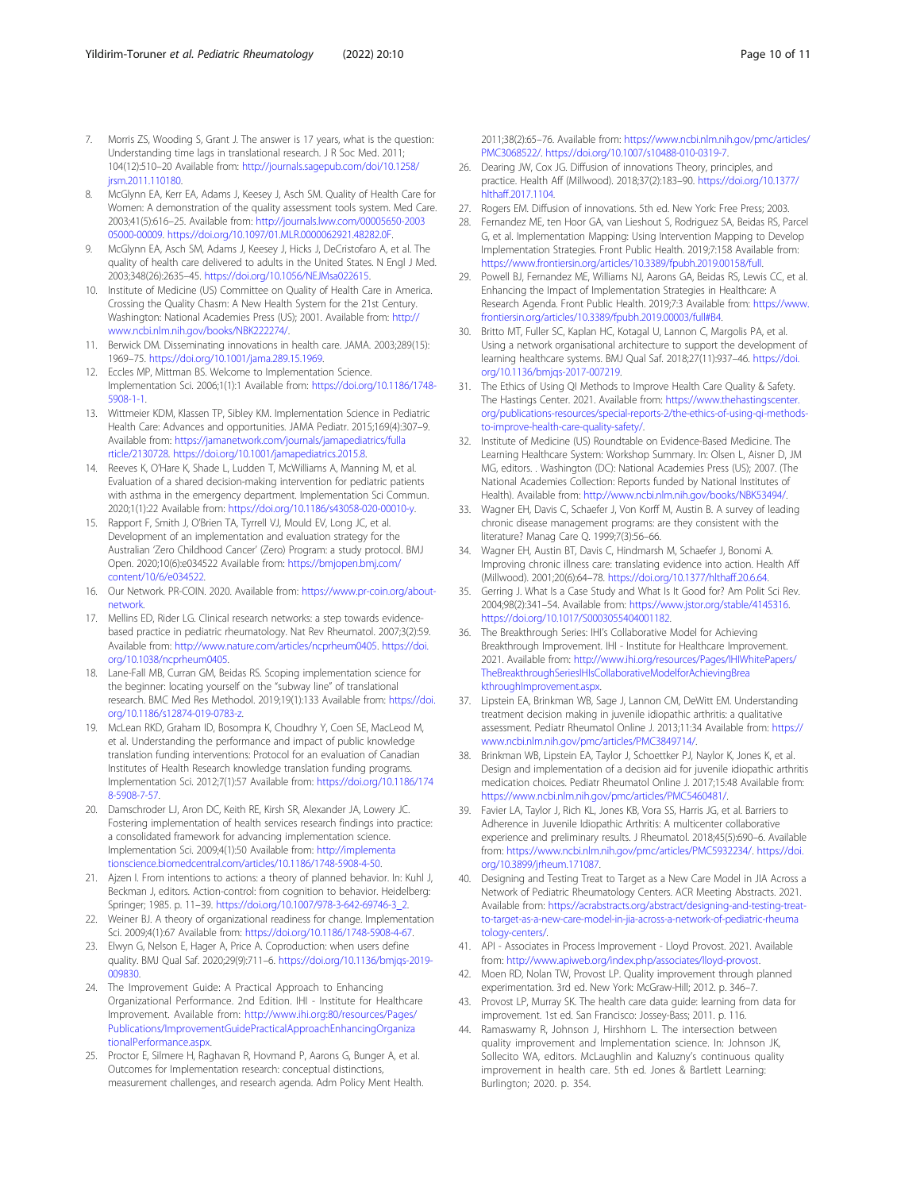7. Morris ZS, Wooding S, Grant J. The answer is 17 years, what is the question: Understanding time lags in translational research. J R Soc Med. 2011; 104(12):510–20 Available from: http://journals.sagepub.com/doi/10.1258/jrsm.2011.110180.
8. McGlynn EA, Kerr EA, Adams J, Keesey J, Asch SM. Quality of Health Care for Women: A demonstration of the quality assessment tools system. Med Care. 2003;41(5):616–25. Available from: http://journals.lww.com/00005650-200305000-00009. https://doi.org/10.1097/01.MLR.0000062921.48282.0F.
9. McGlynn EA, Asch SM, Adams J, Keesey J, Hicks J, DeCristofaro A, et al. The quality of health care delivered to adults in the United States. N Engl J Med. 2003;348(26):2635–45. https://doi.org/10.1056/NEJMsa022615.
10. Institute of Medicine (US) Committee on Quality of Health Care in America. Crossing the Quality Chasm: A New Health System for the 21st Century. Washington: National Academies Press (US); 2001. Available from: http://www.ncbi.nlm.nih.gov/books/NBK222274/.
11. Berwick DM. Disseminating innovations in health care. JAMA. 2003;289(15): 1969–75. https://doi.org/10.1001/jama.289.15.1969.
12. Eccles MP, Mittman BS. Welcome to Implementation Science. Implementation Sci. 2006;1(1):1 Available from: https://doi.org/10.1186/1748-5908-1-1.
13. Wittmeier KDM, Klassen TP, Sibley KM. Implementation Science in Pediatric Health Care: Advances and opportunities. JAMA Pediatr. 2015;169(4):307–9. Available from: https://jamanetwork.com/journals/jamapediatrics/fullarticle/2130728. https://doi.org/10.1001/jamapediatrics.2015.8.
14. Reeves K, O'Hare K, Shade L, Ludden T, McWilliams A, Manning M, et al. Evaluation of a shared decision-making intervention for pediatric patients with asthma in the emergency department. Implementation Sci Commun. 2020;1(1):22 Available from: https://doi.org/10.1186/s43058-020-00010-y.
15. Rapport F, Smith J, O'Brien TA, Tyrrell VJ, Mould EV, Long JC, et al. Development of an implementation and evaluation strategy for the Australian 'Zero Childhood Cancer' (Zero) Program: a study protocol. BMJ Open. 2020;10(6):e034522 Available from: https://bmjopen.bmj.com/content/10/6/e034522.
16. Our Network. PR-COIN. 2020. Available from: https://www.pr-coin.org/about-network.
17. Mellins ED, Rider LG. Clinical research networks: a step towards evidence-based practice in pediatric rheumatology. Nat Rev Rheumatol. 2007;3(2):59. Available from: http://www.nature.com/articles/ncprheum0405. https://doi.org/10.1038/ncprheum0405.
18. Lane-Fall MB, Curran GM, Beidas RS. Scoping implementation science for the beginner: locating yourself on the "subway line" of translational research. BMC Med Res Methodol. 2019;19(1):133 Available from: https://doi.org/10.1186/s12874-019-0783-z.
19. McLean RKD, Graham ID, Bosompra K, Choudhry Y, Coen SE, MacLeod M, et al. Understanding the performance and impact of public knowledge translation funding interventions: Protocol for an evaluation of Canadian Institutes of Health Research knowledge translation funding programs. Implementation Sci. 2012;7(1):57 Available from: https://doi.org/10.1186/1748-5908-7-57.
20. Damschroder LJ, Aron DC, Keith RE, Kirsh SR, Alexander JA, Lowery JC. Fostering implementation of health services research findings into practice: a consolidated framework for advancing implementation science. Implementation Sci. 2009;4(1):50 Available from: http://implementationscience.biomedcentral.com/articles/10.1186/1748-5908-4-50.
21. Ajzen I. From intentions to actions: a theory of planned behavior. In: Kuhl J, Beckman J, editors. Action-control: from cognition to behavior. Heidelberg: Springer; 1985. p. 11–39. https://doi.org/10.1007/978-3-642-69746-3_2.
22. Weiner BJ. A theory of organizational readiness for change. Implementation Sci. 2009;4(1):67 Available from: https://doi.org/10.1186/1748-5908-4-67.
23. Elwyn G, Nelson E, Hager A, Price A. Coproduction: when users define quality. BMJ Qual Saf. 2020;29(9):711–6. https://doi.org/10.1136/bmjqs-2019-009830.
24. The Improvement Guide: A Practical Approach to Enhancing Organizational Performance. 2nd Edition. IHI - Institute for Healthcare Improvement. Available from: http://www.ihi.org:80/resources/Pages/Publications/ImprovementGuidePracticalApproachEnhancingOrganizationalPerformance.aspx.
25. Proctor E, Silmere H, Raghavan R, Hovmand P, Aarons G, Bunger A, et al. Outcomes for Implementation research: conceptual distinctions, measurement challenges, and research agenda. Adm Policy Ment Health. 2011;38(2):65–76. Available from: https://www.ncbi.nlm.nih.gov/pmc/articles/PMC3068522/. https://doi.org/10.1007/s10488-010-0319-7.
26. Dearing JW, Cox JG. Diffusion of innovations Theory, principles, and practice. Health Aff (Millwood). 2018;37(2):183–90. https://doi.org/10.1377/hlthaff.2017.1104.
27. Rogers EM. Diffusion of innovations. 5th ed. New York: Free Press; 2003.
28. Fernandez ME, ten Hoor GA, van Lieshout S, Rodriguez SA, Beidas RS, Parcel G, et al. Implementation Mapping: Using Intervention Mapping to Develop Implementation Strategies. Front Public Health. 2019;7:158 Available from: https://www.frontiersin.org/articles/10.3389/fpubh.2019.00158/full.
29. Powell BJ, Fernandez ME, Williams NJ, Aarons GA, Beidas RS, Lewis CC, et al. Enhancing the Impact of Implementation Strategies in Healthcare: A Research Agenda. Front Public Health. 2019;7:3 Available from: https://www.frontiersin.org/articles/10.3389/fpubh.2019.00003/full#B4.
30. Britto MT, Fuller SC, Kaplan HC, Kotagal U, Lannon C, Margolis PA, et al. Using a network organisational architecture to support the development of learning healthcare systems. BMJ Qual Saf. 2018;27(11):937–46. https://doi.org/10.1136/bmjqs-2017-007219.
31. The Ethics of Using QI Methods to Improve Health Care Quality & Safety. The Hastings Center. 2021. Available from: https://www.thehastingscenter.org/publications-resources/special-reports-2/the-ethics-of-using-qi-methods-to-improve-health-care-quality-safety/.
32. Institute of Medicine (US) Roundtable on Evidence-Based Medicine. The Learning Healthcare System: Workshop Summary. In: Olsen L, Aisner D, JM MG, editors. . Washington (DC): National Academies Press (US); 2007. (The National Academies Collection: Reports funded by National Institutes of Health). Available from: http://www.ncbi.nlm.nih.gov/books/NBK53494/.
33. Wagner EH, Davis C, Schaefer J, Von Korff M, Austin B. A survey of leading chronic disease management programs: are they consistent with the literature? Manag Care Q. 1999;7(3):56–66.
34. Wagner EH, Austin BT, Davis C, Hindmarsh M, Schaefer J, Bonomi A. Improving chronic illness care: translating evidence into action. Health Aff (Millwood). 2001;20(6):64–78. https://doi.org/10.1377/hlthaff.20.6.64.
35. Gerring J. What Is a Case Study and What Is It Good for? Am Polit Sci Rev. 2004;98(2):341–54. Available from: https://www.jstor.org/stable/4145316. https://doi.org/10.1017/S0003055404001182.
36. The Breakthrough Series: IHI's Collaborative Model for Achieving Breakthrough Improvement. IHI - Institute for Healthcare Improvement. 2021. Available from: http://www.ihi.org/resources/Pages/IHIWhitePapers/TheBreakthroughSeriesIHIsCollaborativeModelforAchievingBreakthroughImprovement.aspx.
37. Lipstein EA, Brinkman WB, Sage J, Lannon CM, DeWitt EM. Understanding treatment decision making in juvenile idiopathic arthritis: a qualitative assessment. Pediatr Rheumatol Online J. 2013;11:34 Available from: https://www.ncbi.nlm.nih.gov/pmc/articles/PMC3849714/.
38. Brinkman WB, Lipstein EA, Taylor J, Schoettker PJ, Naylor K, Jones K, et al. Design and implementation of a decision aid for juvenile idiopathic arthritis medication choices. Pediatr Rheumatol Online J. 2017;15:48 Available from: https://www.ncbi.nlm.nih.gov/pmc/articles/PMC5460481/.
39. Favier LA, Taylor J, Rich KL, Jones KB, Vora SS, Harris JG, et al. Barriers to Adherence in Juvenile Idiopathic Arthritis: A multicenter collaborative experience and preliminary results. J Rheumatol. 2018;45(5):690–6. Available from: https://www.ncbi.nlm.nih.gov/pmc/articles/PMC5932234/. https://doi.org/10.3899/jrheum.171087.
40. Designing and Testing Treat to Target as a New Care Model in JIA Across a Network of Pediatric Rheumatology Centers. ACR Meeting Abstracts. 2021. Available from: https://acrabstracts.org/abstract/designing-and-testing-treat-to-target-as-a-new-care-model-in-jia-across-a-network-of-pediatric-rheumatology-centers/.
41. API - Associates in Process Improvement - Lloyd Provost. 2021. Available from: http://www.apiweb.org/index.php/associates/lloyd-provost.
42. Moen RD, Nolan TW, Provost LP. Quality improvement through planned experimentation. 3rd ed. New York: McGraw-Hill; 2012. p. 346–7.
43. Provost LP, Murray SK. The health care data guide: learning from data for improvement. 1st ed. San Francisco: Jossey-Bass; 2011. p. 116.
44. Ramaswamy R, Johnson J, Hirshhorn L. The intersection between quality improvement and Implementation science. In: Johnson JK, Sollecito WA, editors. McLaughlin and Kaluzny's continuous quality improvement in health care. 5th ed. Jones & Bartlett Learning: Burlington; 2020. p. 354.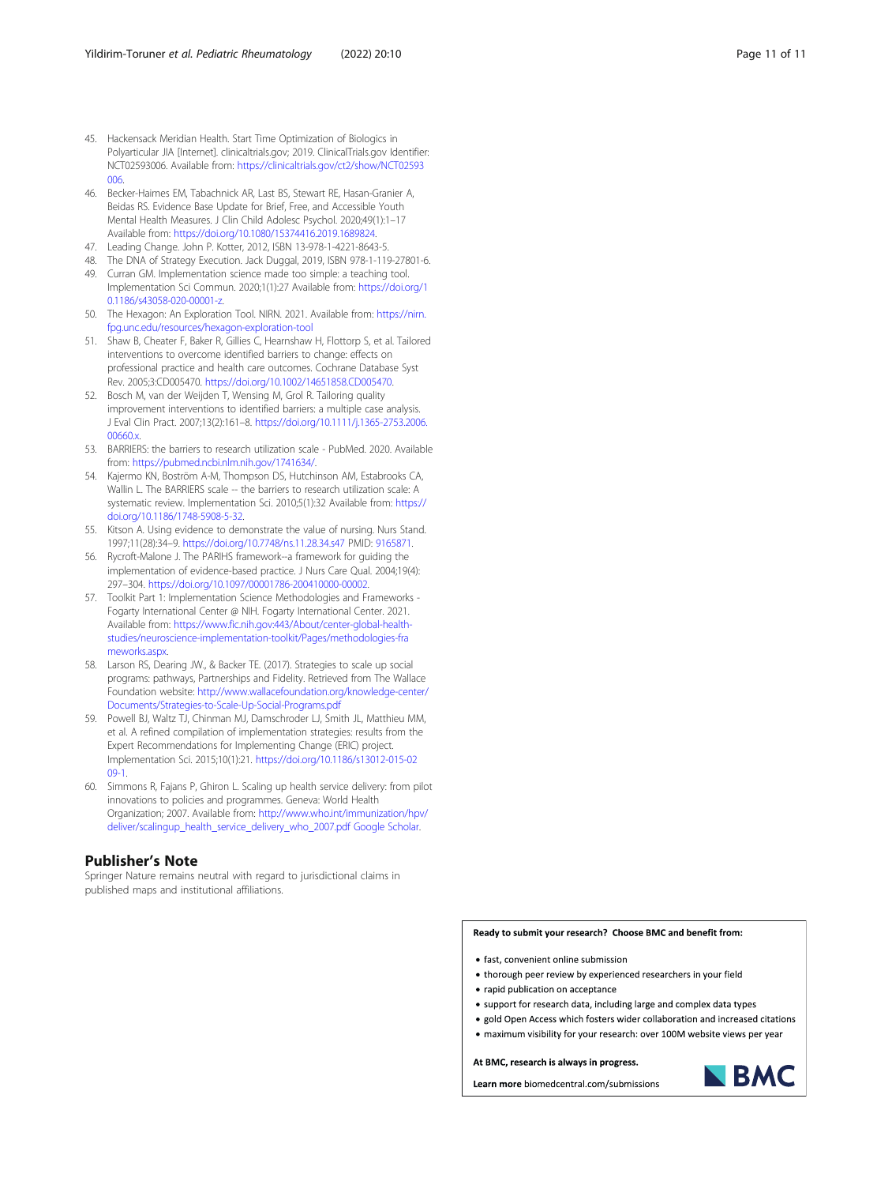45. Hackensack Meridian Health. Start Time Optimization of Biologics in Polyarticular JIA [Internet]. clinicaltrials.gov; 2019. ClinicalTrials.gov Identifier: NCT02593006. Available from: https://clinicaltrials.gov/ct2/show/NCT02593006.
46. Becker-Haimes EM, Tabachnick AR, Last BS, Stewart RE, Hasan-Granier A, Beidas RS. Evidence Base Update for Brief, Free, and Accessible Youth Mental Health Measures. J Clin Child Adolesc Psychol. 2020;49(1):1–17 Available from: https://doi.org/10.1080/15374416.2019.1689824.
47. Leading Change. John P. Kotter, 2012, ISBN 13-978-1-4221-8643-5.
48. The DNA of Strategy Execution. Jack Duggal, 2019, ISBN 978-1-119-27801-6.
49. Curran GM. Implementation science made too simple: a teaching tool. Implementation Sci Commun. 2020;1(1):27 Available from: https://doi.org/10.1186/s43058-020-00001-z.
50. The Hexagon: An Exploration Tool. NIRN. 2021. Available from: https://nirn.fpg.unc.edu/resources/hexagon-exploration-tool
51. Shaw B, Cheater F, Baker R, Gillies C, Hearnshaw H, Flottorp S, et al. Tailored interventions to overcome identified barriers to change: effects on professional practice and health care outcomes. Cochrane Database Syst Rev. 2005;3:CD005470. https://doi.org/10.1002/14651858.CD005470.
52. Bosch M, van der Weijden T, Wensing M, Grol R. Tailoring quality improvement interventions to identified barriers: a multiple case analysis. J Eval Clin Pract. 2007;13(2):161–8. https://doi.org/10.1111/j.1365-2753.2006.00660.x.
53. BARRIERS: the barriers to research utilization scale - PubMed. 2020. Available from: https://pubmed.ncbi.nlm.nih.gov/1741634/.
54. Kajermo KN, Boström A-M, Thompson DS, Hutchinson AM, Estabrooks CA, Wallin L. The BARRIERS scale -- the barriers to research utilization scale: A systematic review. Implementation Sci. 2010;5(1):32 Available from: https://doi.org/10.1186/1748-5908-5-32.
55. Kitson A. Using evidence to demonstrate the value of nursing. Nurs Stand. 1997;11(28):34–9. https://doi.org/10.7748/ns.11.28.34.s47 PMID: 9165871.
56. Rycroft-Malone J. The PARIHS framework--a framework for guiding the implementation of evidence-based practice. J Nurs Care Qual. 2004;19(4):297–304. https://doi.org/10.1097/00001786-200410000-00002.
57. Toolkit Part 1: Implementation Science Methodologies and Frameworks - Fogarty International Center @ NIH. Fogarty International Center. 2021. Available from: https://www.fic.nih.gov:443/About/center-global-health-studies/neuroscience-implementation-toolkit/Pages/methodologies-frameworks.aspx.
58. Larson RS, Dearing JW., & Backer TE. (2017). Strategies to scale up social programs: pathways, Partnerships and Fidelity. Retrieved from The Wallace Foundation website: http://www.wallacefoundation.org/knowledge-center/Documents/Strategies-to-Scale-Up-Social-Programs.pdf
59. Powell BJ, Waltz TJ, Chinman MJ, Damschroder LJ, Smith JL, Matthieu MM, et al. A refined compilation of implementation strategies: results from the Expert Recommendations for Implementing Change (ERIC) project. Implementation Sci. 2015;10(1):21. https://doi.org/10.1186/s13012-015-0209-1.
60. Simmons R, Fajans P, Ghiron L. Scaling up health service delivery: from pilot innovations to policies and programmes. Geneva: World Health Organization; 2007. Available from: http://www.who.int/immunization/hpv/deliver/scalingup_health_service_delivery_who_2007.pdf Google Scholar.

## Publisher's Note

Springer Nature remains neutral with regard to jurisdictional claims in published maps and institutional affiliations.

**Ready to submit your research? Choose BMC and benefit from:**

- fast, convenient online submission
- thorough peer review by experienced researchers in your field
- rapid publication on acceptance
- support for research data, including large and complex data types
- gold Open Access which fosters wider collaboration and increased citations
- maximum visibility for your research: over 100M website views per year

**At BMC, research is always in progress.**

**Learn more** biomedcentral.com/submissions

BMC